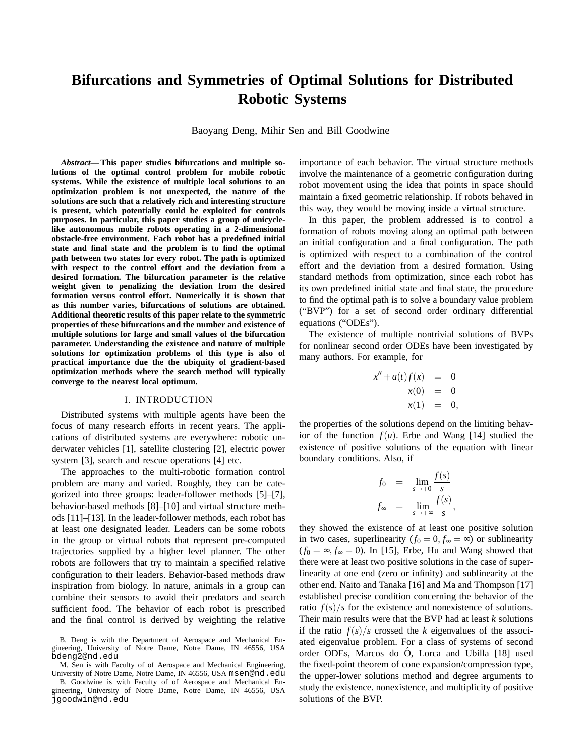# Bifurcations and Symmetries of Optimal Solutions for Distributed Robotic Systems

Baoyang Deng, Mihir Sen and Bill Goodwine

***Abstract*— This paper studies bifurcations and multiple solutions of the optimal control problem for mobile robotic systems. While the existence of multiple local solutions to an optimization problem is not unexpected, the nature of the solutions are such that a relatively rich and interesting structure is present, which potentially could be exploited for controls purposes. In particular, this paper studies a group of unicycle-like autonomous mobile robots operating in a 2-dimensional obstacle-free environment. Each robot has a predefined initial state and final state and the problem is to find the optimal path between two states for every robot. The path is optimized with respect to the control effort and the deviation from a desired formation. The bifurcation parameter is the relative weight given to penalizing the deviation from the desired formation versus control effort. Numerically it is shown that as this number varies, bifurcations of solutions are obtained. Additional theoretic results of this paper relate to the symmetric properties of these bifurcations and the number and existence of multiple solutions for large and small values of the bifurcation parameter. Understanding the existence and nature of multiple solutions for optimization problems of this type is also of practical importance due the the ubiquity of gradient-based optimization methods where the search method will typically converge to the nearest local optimum.**

## I. INTRODUCTION

Distributed systems with multiple agents have been the focus of many research efforts in recent years. The applications of distributed systems are everywhere: robotic underwater vehicles [1], satellite clustering [2], electric power system [3], search and rescue operations [4] etc.

The approaches to the multi-robotic formation control problem are many and varied. Roughly, they can be categorized into three groups: leader-follower methods [5]–[7], behavior-based methods [8]–[10] and virtual structure methods [11]–[13]. In the leader-follower methods, each robot has at least one designated leader. Leaders can be some robots in the group or virtual robots that represent pre-computed trajectories supplied by a higher level planner. The other robots are followers that try to maintain a specified relative configuration to their leaders. Behavior-based methods draw inspiration from biology. In nature, animals in a group can combine their sensors to avoid their predators and search sufficient food. The behavior of each robot is prescribed and the final control is derived by weighting the relative importance of each behavior. The virtual structure methods involve the maintenance of a geometric configuration during robot movement using the idea that points in space should maintain a fixed geometric relationship. If robots behaved in this way, they would be moving inside a virtual structure.

In this paper, the problem addressed is to control a formation of robots moving along an optimal path between an initial configuration and a final configuration. The path is optimized with respect to a combination of the control effort and the deviation from a desired formation. Using standard methods from optimization, since each robot has its own predefined initial state and final state, the procedure to find the optimal path is to solve a boundary value problem ("BVP") for a set of second order ordinary differential equations ("ODEs").

The existence of multiple nontrivial solutions of BVPs for nonlinear second order ODEs have been investigated by many authors. For example, for

$$
\begin{aligned}
x'' + a(t) f(x) &= 0 \\
x(0) &= 0 \\
x(1) &= 0,
\end{aligned}
$$

the properties of the solutions depend on the limiting behavior of the function $f(u)$. Erbe and Wang [14] studied the existence of positive solutions of the equation with linear boundary conditions. Also, if

$$
\begin{aligned}
f_0 &= \lim_{s \to +0} \frac{f(s)}{s} \\
f_\infty &= \lim_{s \to +\infty} \frac{f(s)}{s},
\end{aligned}
$$

they showed the existence of at least one positive solution in two cases, superlinearity ($f_0 = 0, f_\infty = \infty$) or sublinearity ($f_0 = \infty, f_\infty = 0$). In [15], Erbe, Hu and Wang showed that there were at least two positive solutions in the case of superlinearity at one end (zero or infinity) and sublinearity at the other end. Naito and Tanaka [16] and Ma and Thompson [17] established precise condition concerning the behavior of the ratio $f(s)/s$ for the existence and nonexistence of solutions. Their main results were that the BVP had at least $k$ solutions if the ratio $f(s)/s$ crossed the $k$ eigenvalues of the associated eigenvalue problem. For a class of systems of second order ODEs, Marcos do Ó, Lorca and Ubilla [18] used the fixed-point theorem of cone expansion/compression type, the upper-lower solutions method and degree arguments to study the existence. nonexistence, and multiplicity of positive solutions of the BVP.

B. Deng is with the Department of Aerospace and Mechanical Engineering, University of Notre Dame, Notre Dame, IN 46556, USA bdeng2@nd.edu

M. Sen is with Faculty of of Aerospace and Mechanical Engineering, University of Notre Dame, Notre Dame, IN 46556, USA msen@nd.edu

B. Goodwine is with Faculty of of Aerospace and Mechanical Engineering, University of Notre Dame, Notre Dame, IN 46556, USA jgoodwin@nd.edu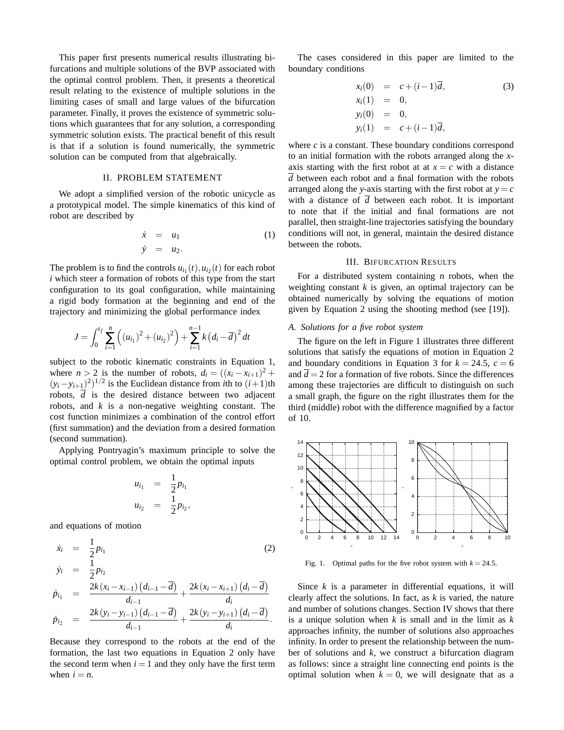This paper first presents numerical results illustrating bifurcations and multiple solutions of the BVP associated with the optimal control problem. Then, it presents a theoretical result relating to the existence of multiple solutions in the limiting cases of small and large values of the bifurcation parameter. Finally, it proves the existence of symmetric solutions which guarantees that for any solution, a corresponding symmetric solution exists. The practical benefit of this result is that if a solution is found numerically, the symmetric solution can be computed from that algebraically.

## II. PROBLEM STATEMENT

We adopt a simplified version of the robotic unicycle as a prototypical model. The simple kinematics of this kind of robot are described by

$$\begin{aligned} \dot{x} &= u_1 \\ \dot{y} &= u_2. \end{aligned} \tag{1}$$

The problem is to find the controls $u_{i_1}(t), u_{i_2}(t)$ for each robot $i$ which steer a formation of robots of this type from the start configuration to its goal configuration, while maintaining a rigid body formation at the beginning and end of the trajectory and minimizing the global performance index

$$J = \int_0^{t_f} \sum_{i=1}^{n} \left( (u_{i_1})^2 + (u_{i_2})^2 \right) + \sum_{i=1}^{n-1} k \left( d_i - \overline{d} \right)^2 dt$$

subject to the robotic kinematic constraints in Equation 1, where $n > 2$ is the number of robots, $d_i = ((x_i - x_{i+1})^2 + (y_i - y_{i+1})^2)^{1/2}$ is the Euclidean distance from $i$th to $(i+1)$th robots, $\overline{d}$ is the desired distance between two adjacent robots, and $k$ is a non-negative weighting constant. The cost function minimizes a combination of the control effort (first summation) and the deviation from a desired formation (second summation).

Applying Pontryagin's maximum principle to solve the optimal control problem, we obtain the optimal inputs

$$\begin{aligned} u_{i_1} &= \frac{1}{2} p_{i_1} \\ u_{i_2} &= \frac{1}{2} p_{i_2}, \end{aligned}$$

and equations of motion

$$\begin{aligned} \dot{x}_i &= \frac{1}{2} p_{i_1} \\ \dot{y}_i &= \frac{1}{2} p_{i_2} \\ \dot{p}_{i_1} &= \frac{2k(x_i - x_{i-1})\left(d_{i-1} - \overline{d}\right)}{d_{i-1}} + \frac{2k(x_i - x_{i+1})\left(d_i - \overline{d}\right)}{d_i} \\ \dot{p}_{i_2} &= \frac{2k(y_i - y_{i-1})\left(d_{i-1} - \overline{d}\right)}{d_{i-1}} + \frac{2k(y_i - y_{i+1})\left(d_i - \overline{d}\right)}{d_i}. \end{aligned} \tag{2}$$

Because they correspond to the robots at the end of the formation, the last two equations in Equation 2 only have the second term when $i = 1$ and they only have the first term when $i = n$.

The cases considered in this paper are limited to the boundary conditions

$$\begin{aligned} x_i(0) &= c + (i-1)\overline{d}, \\ x_i(1) &= 0, \\ y_i(0) &= 0, \\ y_i(1) &= c + (i-1)\overline{d}, \end{aligned} \tag{3}$$

where $c$ is a constant. These boundary conditions correspond to an initial formation with the robots arranged along the $x$-axis starting with the first robot at at $x = c$ with a distance $\overline{d}$ between each robot and a final formation with the robots arranged along the $y$-axis starting with the first robot at $y = c$ with a distance of $\overline{d}$ between each robot. It is important to note that if the initial and final formations are not parallel, then straight-line trajectories satisfying the boundary conditions will not, in general, maintain the desired distance between the robots.

## III. BIFURCATION RESULTS

For a distributed system containing $n$ robots, when the weighting constant $k$ is given, an optimal trajectory can be obtained numerically by solving the equations of motion given by Equation 2 using the shooting method (see [19]).

### A. Solutions for a five robot system

The figure on the left in Figure 1 illustrates three different solutions that satisfy the equations of motion in Equation 2 and boundary conditions in Equation 3 for $k = 24.5$, $c = 6$ and $\overline{d} = 2$ for a formation of five robots. Since the differences among these trajectories are difficult to distinguish on such a small graph, the figure on the right illustrates them for the third (middle) robot with the difference magnified by a factor of 10.

Fig. 1. Optimal paths for the five robot system with $k = 24.5$.

Since $k$ is a parameter in differential equations, it will clearly affect the solutions. In fact, as $k$ is varied, the nature and number of solutions changes. Section IV shows that there is a unique solution when $k$ is small and in the limit as $k$ approaches infinity, the number of solutions also approaches infinity. In order to present the relationship between the number of solutions and $k$, we construct a bifurcation diagram as follows: since a straight line connecting end points is the optimal solution when $k = 0$, we will designate that as a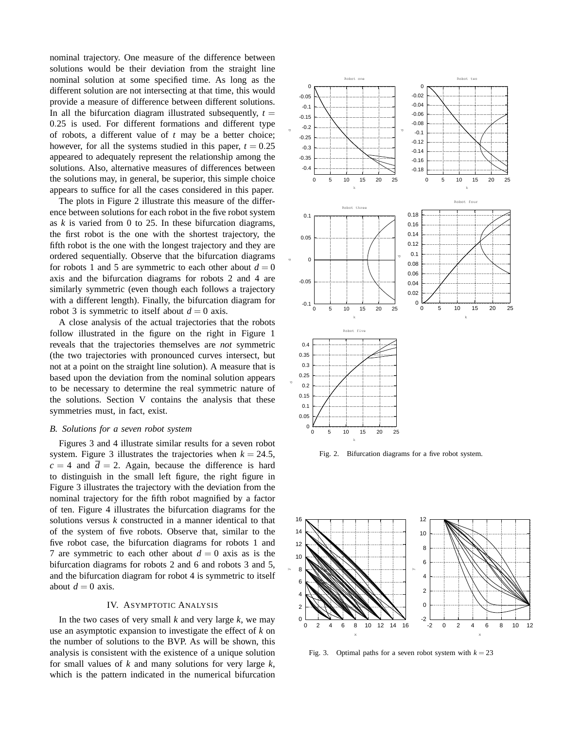nominal trajectory. One measure of the difference between solutions would be their deviation from the straight line nominal solution at some specified time. As long as the different solution are not intersecting at that time, this would provide a measure of difference between different solutions. In all the bifurcation diagram illustrated subsequently, $t = 0.25$ is used. For different formations and different type of robots, a different value of $t$ may be a better choice; however, for all the systems studied in this paper, $t = 0.25$ appeared to adequately represent the relationship among the solutions. Also, alternative measures of differences between the solutions may, in general, be superior, this simple choice appears to suffice for all the cases considered in this paper.

The plots in Figure 2 illustrate this measure of the difference between solutions for each robot in the five robot system as $k$ is varied from 0 to 25. In these bifurcation diagrams, the first robot is the one with the shortest trajectory, the fifth robot is the one with the longest trajectory and they are ordered sequentially. Observe that the bifurcation diagrams for robots 1 and 5 are symmetric to each other about $d = 0$ axis and the bifurcation diagrams for robots 2 and 4 are similarly symmetric (even though each follows a trajectory with a different length). Finally, the bifurcation diagram for robot 3 is symmetric to itself about $d = 0$ axis.

A close analysis of the actual trajectories that the robots follow illustrated in the figure on the right in Figure 1 reveals that the trajectories themselves are *not* symmetric (the two trajectories with pronounced curves intersect, but not at a point on the straight line solution). A measure that is based upon the deviation from the nominal solution appears to be necessary to determine the real symmetric nature of the solutions. Section V contains the analysis that these symmetries must, in fact, exist.

### *B. Solutions for a seven robot system*

Figures 3 and 4 illustrate similar results for a seven robot system. Figure 3 illustrates the trajectories when $k = 24.5$, $c = 4$ and $\overline{d} = 2$. Again, because the difference is hard to distinguish in the small left figure, the right figure in Figure 3 illustrates the trajectory with the deviation from the nominal trajectory for the fifth robot magnified by a factor of ten. Figure 4 illustrates the bifurcation diagrams for the solutions versus $k$ constructed in a manner identical to that of the system of five robots. Observe that, similar to the five robot case, the bifurcation diagrams for robots 1 and 7 are symmetric to each other about $d = 0$ axis as is the bifurcation diagrams for robots 2 and 6 and robots 3 and 5, and the bifurcation diagram for robot 4 is symmetric to itself about $d = 0$ axis.

## IV. Asymptotic Analysis

In the two cases of very small $k$ and very large $k$, we may use an asymptotic expansion to investigate the effect of $k$ on the number of solutions to the BVP. As will be shown, this analysis is consistent with the existence of a unique solution for small values of $k$ and many solutions for very large $k$, which is the pattern indicated in the numerical bifurcation

Fig. 2. Bifurcation diagrams for a five robot system.

Fig. 3. Optimal paths for a seven robot system with $k = 23$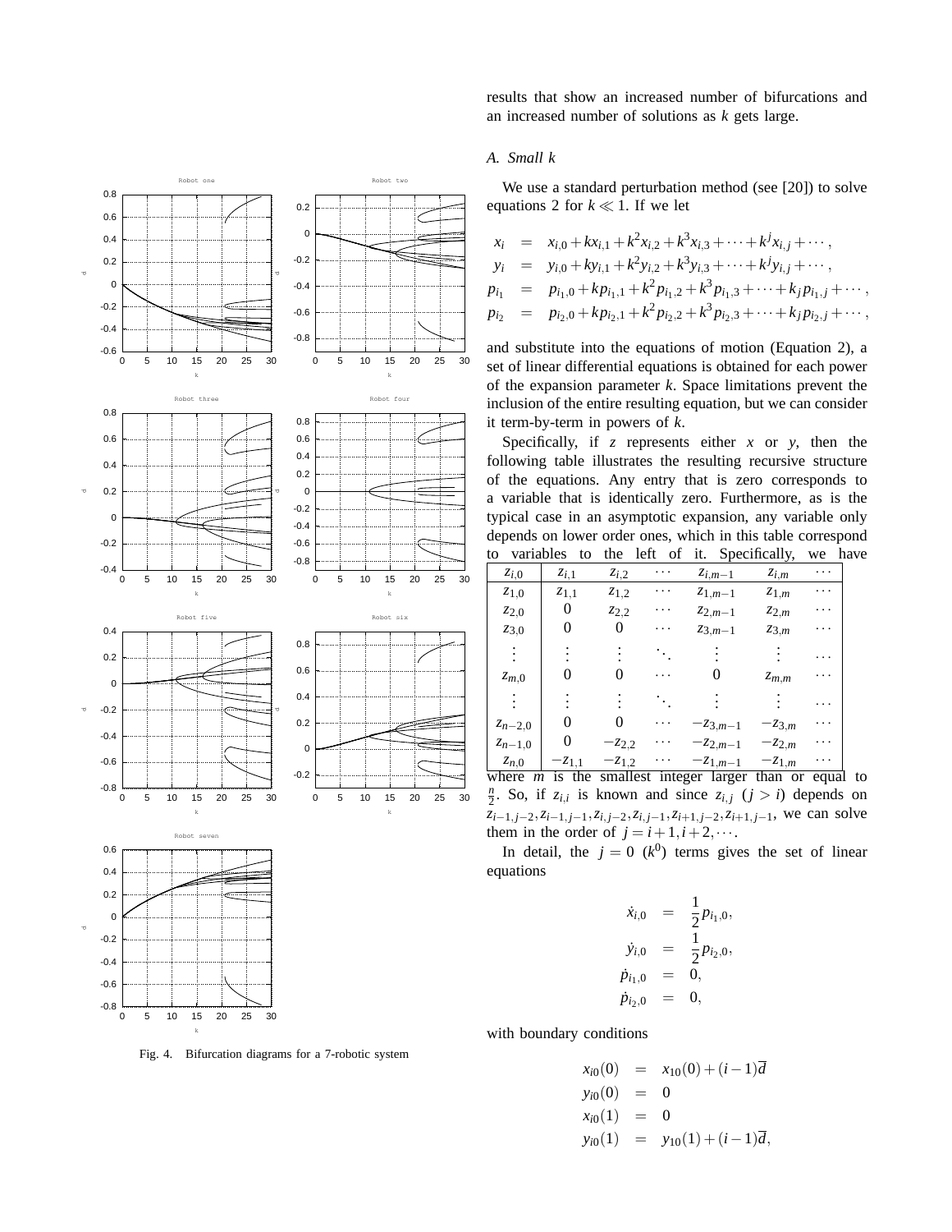Fig. 4. Bifurcation diagrams for a 7-robotic system

results that show an increased number of bifurcations and an increased number of solutions as $k$ gets large.

### A. Small $k$

We use a standard perturbation method (see [20]) to solve equations 2 for $k \ll 1$. If we let

$$
\begin{aligned}
x_i &= x_{i,0} + kx_{i,1} + k^2 x_{i,2} + k^3 x_{i,3} + \cdots + k^j x_{i,j} + \cdots, \\
y_i &= y_{i,0} + ky_{i,1} + k^2 y_{i,2} + k^3 y_{i,3} + \cdots + k^j y_{i,j} + \cdots, \\
p_{i_1} &= p_{i_1,0} + kp_{i_1,1} + k^2 p_{i_1,2} + k^3 p_{i_1,3} + \cdots + k_j p_{i_1,j} + \cdots, \\
p_{i_2} &= p_{i_2,0} + kp_{i_2,1} + k^2 p_{i_2,2} + k^3 p_{i_2,3} + \cdots + k_j p_{i_2,j} + \cdots,
\end{aligned}
$$

and substitute into the equations of motion (Equation 2), a set of linear differential equations is obtained for each power of the expansion parameter $k$. Space limitations prevent the inclusion of the entire resulting equation, but we can consider it term-by-term in powers of $k$.

Specifically, if $z$ represents either $x$ or $y$, then the following table illustrates the resulting recursive structure of the equations. Any entry that is zero corresponds to a variable that is identically zero. Furthermore, as is the typical case in an asymptotic expansion, any variable only depends on lower order ones, which in this table correspond to variables to the left of it. Specifically, we have

| $z_{i,0}$ | $z_{i,1}$ | $z_{i,2}$ | $\cdots$ | $z_{i,m-1}$ | $z_{i,m}$ | $\cdots$ |
|---|---|---|---|---|---|---|
| $z_{1,0}$ | $z_{1,1}$ | $z_{1,2}$ | $\cdots$ | $z_{1,m-1}$ | $z_{1,m}$ | $\cdots$ |
| $z_{2,0}$ | $0$ | $z_{2,2}$ | $\cdots$ | $z_{2,m-1}$ | $z_{2,m}$ | $\cdots$ |
| $z_{3,0}$ | $0$ | $0$ | $\cdots$ | $z_{3,m-1}$ | $z_{3,m}$ | $\cdots$ |
| $\vdots$ | $\vdots$ | $\vdots$ | $\ddots$ | $\vdots$ | $\vdots$ | $\cdots$ |
| $z_{m,0}$ | $0$ | $0$ | $\cdots$ | $0$ | $z_{m,m}$ | $\cdots$ |
| $\vdots$ | $\vdots$ | $\vdots$ | $\ddots$ | $\vdots$ | $\vdots$ | $\cdots$ |
| $z_{n-2,0}$ | $0$ | $0$ | $\cdots$ | $-z_{3,m-1}$ | $-z_{3,m}$ | $\cdots$ |
| $z_{n-1,0}$ | $0$ | $-z_{2,2}$ | $\cdots$ | $-z_{2,m-1}$ | $-z_{2,m}$ | $\cdots$ |
| $z_{n,0}$ | $-z_{1,1}$ | $-z_{1,2}$ | $\cdots$ | $-z_{1,m-1}$ | $-z_{1,m}$ | $\cdots$ |

where $m$ is the smallest integer larger than or equal to $\frac{n}{2}$. So, if $z_{i,i}$ is known and since $z_{i,j}$ $(j > i)$ depends on $z_{i-1,j-2}, z_{i-1,j-1}, z_{i,j-2}, z_{i,j-1}, z_{i+1,j-2}, z_{i+1,j-1}$, we can solve them in the order of $j = i+1, i+2, \cdots$.

In detail, the $j = 0$ $(k^0)$ terms gives the set of linear equations

$$
\begin{aligned}
\dot{x}_{i,0} &= \frac{1}{2} p_{i_1,0}, \\
\dot{y}_{i,0} &= \frac{1}{2} p_{i_2,0}, \\
\dot{p}_{i_1,0} &= 0, \\
\dot{p}_{i_2,0} &= 0,
\end{aligned}
$$

with boundary conditions

$$
\begin{aligned}
x_{i0}(0) &= x_{10}(0) + (i-1)\overline{d} \\
y_{i0}(0) &= 0 \\
x_{i0}(1) &= 0 \\
y_{i0}(1) &= y_{10}(1) + (i-1)\overline{d},
\end{aligned}
$$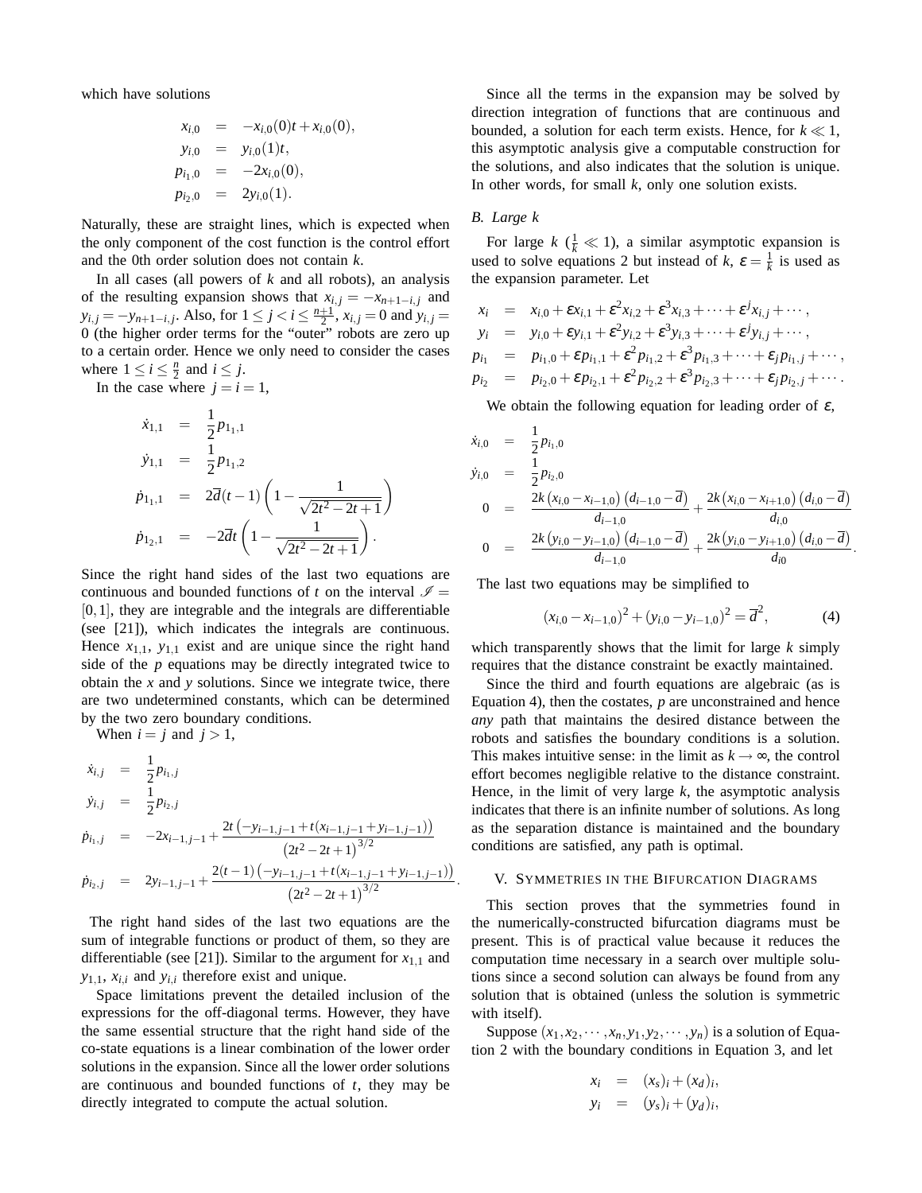which have solutions

$$
\begin{aligned}
x_{i,0} &= -x_{i,0}(0)t + x_{i,0}(0), \\
y_{i,0} &= y_{i,0}(1)t, \\
p_{i_1,0} &= -2x_{i,0}(0), \\
p_{i_2,0} &= 2y_{i,0}(1).
\end{aligned}
$$

Naturally, these are straight lines, which is expected when the only component of the cost function is the control effort and the 0th order solution does not contain $k$.

In all cases (all powers of $k$ and all robots), an analysis of the resulting expansion shows that $x_{i,j} = -x_{n+1-i,j}$ and $y_{i,j} = -y_{n+1-i,j}$. Also, for $1 \leq j < i \leq \frac{n+1}{2}$, $x_{i,j} = 0$ and $y_{i,j} = 0$ (the higher order terms for the "outer" robots are zero up to a certain order. Hence we only need to consider the cases where $1 \leq i \leq \frac{n}{2}$ and $i \leq j$.

In the case where $j = i = 1$,

$$
\begin{aligned}
\dot{x}_{1,1} &= \frac{1}{2} p_{1_1,1} \\
\dot{y}_{1,1} &= \frac{1}{2} p_{1_1,2} \\
\dot{p}_{1_1,1} &= 2\overline{d}(t-1)\left(1 - \frac{1}{\sqrt{2t^2-2t+1}}\right) \\
\dot{p}_{1_2,1} &= -2\overline{d}t\left(1 - \frac{1}{\sqrt{2t^2-2t+1}}\right).
\end{aligned}
$$

Since the right hand sides of the last two equations are continuous and bounded functions of $t$ on the interval $\mathscr{I} = [0,1]$, they are integrable and the integrals are differentiable (see [21]), which indicates the integrals are continuous. Hence $x_{1,1}$, $y_{1,1}$ exist and are unique since the right hand side of the $p$ equations may be directly integrated twice to obtain the $x$ and $y$ solutions. Since we integrate twice, there are two undetermined constants, which can be determined by the two zero boundary conditions.

When $i = j$ and $j > 1$,

$$
\begin{aligned}
\dot{x}_{i,j} &= \frac{1}{2} p_{i_1,j} \\
\dot{y}_{i,j} &= \frac{1}{2} p_{i_2,j} \\
\dot{p}_{i_1,j} &= -2x_{i-1,j-1} + \frac{2t\left(-y_{i-1,j-1} + t(x_{i-1,j-1} + y_{i-1,j-1})\right)}{\left(2t^2-2t+1\right)^{3/2}} \\
\dot{p}_{i_2,j} &= 2y_{i-1,j-1} + \frac{2(t-1)\left(-y_{i-1,j-1} + t(x_{i-1,j-1} + y_{i-1,j-1})\right)}{\left(2t^2-2t+1\right)^{3/2}}.
\end{aligned}
$$

The right hand sides of the last two equations are the sum of integrable functions or product of them, so they are differentiable (see [21]). Similar to the argument for $x_{1,1}$ and $y_{1,1}$, $x_{i,i}$ and $y_{i,i}$ therefore exist and unique.

Space limitations prevent the detailed inclusion of the expressions for the off-diagonal terms. However, they have the same essential structure that the right hand side of the co-state equations is a linear combination of the lower order solutions in the expansion. Since all the lower order solutions are continuous and bounded functions of $t$, they may be directly integrated to compute the actual solution.

Since all the terms in the expansion may be solved by direction integration of functions that are continuous and bounded, a solution for each term exists. Hence, for $k \ll 1$, this asymptotic analysis give a computable construction for the solutions, and also indicates that the solution is unique. In other words, for small $k$, only one solution exists.

### B. Large k

For large $k$ ($\frac{1}{k} \ll 1$), a similar asymptotic expansion is used to solve equations 2 but instead of $k$, $\varepsilon = \frac{1}{k}$ is used as the expansion parameter. Let

$$
\begin{aligned}
x_i &= x_{i,0} + \varepsilon x_{i,1} + \varepsilon^2 x_{i,2} + \varepsilon^3 x_{i,3} + \cdots + \varepsilon^j x_{i,j} + \cdots, \\
y_i &= y_{i,0} + \varepsilon y_{i,1} + \varepsilon^2 y_{i,2} + \varepsilon^3 y_{i,3} + \cdots + \varepsilon^j y_{i,j} + \cdots, \\
p_{i_1} &= p_{i_1,0} + \varepsilon p_{i_1,1} + \varepsilon^2 p_{i_1,2} + \varepsilon^3 p_{i_1,3} + \cdots + \varepsilon_j p_{i_1,j} + \cdots, \\
p_{i_2} &= p_{i_2,0} + \varepsilon p_{i_2,1} + \varepsilon^2 p_{i_2,2} + \varepsilon^3 p_{i_2,3} + \cdots + \varepsilon_j p_{i_2,j} + \cdots.
\end{aligned}
$$

We obtain the following equation for leading order of $\varepsilon$,

$$
\begin{aligned}
\dot{x}_{i,0} &= \frac{1}{2} p_{i_1,0} \\
\dot{y}_{i,0} &= \frac{1}{2} p_{i_2,0} \\
0 &= \frac{2k\left(x_{i,0} - x_{i-1,0}\right)\left(d_{i-1,0} - \overline{d}\right)}{d_{i-1,0}} + \frac{2k\left(x_{i,0} - x_{i+1,0}\right)\left(d_{i,0} - \overline{d}\right)}{d_{i,0}} \\
0 &= \frac{2k\left(y_{i,0} - y_{i-1,0}\right)\left(d_{i-1,0} - \overline{d}\right)}{d_{i-1,0}} + \frac{2k\left(y_{i,0} - y_{i+1,0}\right)\left(d_{i,0} - \overline{d}\right)}{d_{i0}}.
\end{aligned}
$$

The last two equations may be simplified to

$$
(x_{i,0} - x_{i-1,0})^2 + (y_{i,0} - y_{i-1,0})^2 = \overline{d}^2, \tag{4}
$$

which transparently shows that the limit for large $k$ simply requires that the distance constraint be exactly maintained.

Since the third and fourth equations are algebraic (as is Equation 4), then the costates, $p$ are unconstrained and hence *any* path that maintains the desired distance between the robots and satisfies the boundary conditions is a solution. This makes intuitive sense: in the limit as $k \to \infty$, the control effort becomes negligible relative to the distance constraint. Hence, in the limit of very large $k$, the asymptotic analysis indicates that there is an infinite number of solutions. As long as the separation distance is maintained and the boundary conditions are satisfied, any path is optimal.

## V. Symmetries in the Bifurcation Diagrams

This section proves that the symmetries found in the numerically-constructed bifurcation diagrams must be present. This is of practical value because it reduces the computation time necessary in a search over multiple solutions since a second solution can always be found from any solution that is obtained (unless the solution is symmetric with itself).

Suppose $(x_1, x_2, \cdots, x_n, y_1, y_2, \cdots, y_n)$ is a solution of Equation 2 with the boundary conditions in Equation 3, and let

$$
\begin{aligned}
x_i &= (x_s)_i + (x_d)_i, \\
y_i &= (y_s)_i + (y_d)_i,
\end{aligned}
$$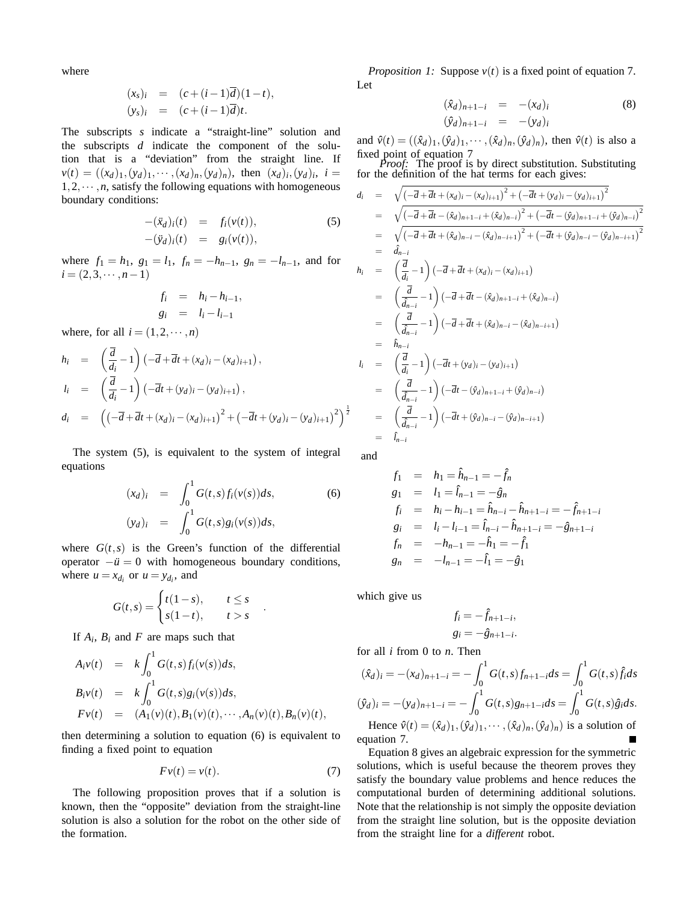where

$$
\begin{aligned}
(x_s)_i &= (c + (i-1)\overline{d})(1-t), \\
(y_s)_i &= (c + (i-1)\overline{d})t.
\end{aligned}
$$

The subscripts $s$ indicate a "straight-line" solution and the subscripts $d$ indicate the component of the solution that is a "deviation" from the straight line. If $v(t) = ((x_d)_1, (y_d)_1, \cdots, (x_d)_n, (y_d)_n)$, then $(x_d)_i, (y_d)_i$, $i = 1, 2, \cdots, n$, satisfy the following equations with homogeneous boundary conditions:

$$
\begin{aligned}
-(\ddot{x}_d)_i(t) &= f_i(v(t)), \\
-(\ddot{y}_d)_i(t) &= g_i(v(t)),
\end{aligned} \tag{5}
$$

where $f_1 = h_1$, $g_1 = l_1$, $f_n = -h_{n-1}$, $g_n = -l_{n-1}$, and for $i = (2, 3, \cdots, n-1)$

$$
\begin{aligned}
f_i &= h_i - h_{i-1}, \\
g_i &= l_i - l_{i-1}
\end{aligned}
$$

where, for all $i = (1, 2, \cdots, n)$

$$
\begin{aligned}
h_i &= \left(\frac{\overline{d}}{d_i} - 1\right)\left(-\overline{d} + \overline{d}t + (x_d)_i - (x_d)_{i+1}\right), \\
l_i &= \left(\frac{\overline{d}}{d_i} - 1\right)\left(-\overline{d}t + (y_d)_i - (y_d)_{i+1}\right), \\
d_i &= \left(\left(-\overline{d} + \overline{d}t + (x_d)_i - (x_d)_{i+1}\right)^2 + \left(-\overline{d}t + (y_d)_i - (y_d)_{i+1}\right)^2\right)^{\frac{1}{2}}
\end{aligned}
$$

The system (5), is equivalent to the system of integral equations

$$
\begin{aligned}
(x_d)_i &= \int_0^1 G(t,s) f_i(v(s)) ds, \\
(y_d)_i &= \int_0^1 G(t,s) g_i(v(s)) ds,
\end{aligned} \tag{6}
$$

where $G(t,s)$ is the Green's function of the differential operator $-\ddot{u} = 0$ with homogeneous boundary conditions, where $u = x_{d_i}$ or $u = y_{d_i}$, and

$$
G(t,s) = \begin{cases} t(1-s), & t \leq s \\ s(1-t), & t > s \end{cases}.
$$

If $A_i$, $B_i$ and $F$ are maps such that

$$
\begin{aligned}
A_i v(t) &= k \int_0^1 G(t,s) f_i(v(s)) ds, \\
B_i v(t) &= k \int_0^1 G(t,s) g_i(v(s)) ds, \\
F v(t) &= (A_1(v)(t), B_1(v)(t), \cdots, A_n(v)(t), B_n(v)(t),
\end{aligned}
$$

then determining a solution to equation (6) is equivalent to finding a fixed point to equation

$$
F v(t) = v(t). \tag{7}
$$

The following proposition proves that if a solution is known, then the "opposite" deviation from the straight-line solution is also a solution for the robot on the other side of the formation.

*Proposition 1:* Suppose $v(t)$ is a fixed point of equation 7. Let

$$
\begin{aligned}
(\hat{x}_d)_{n+1-i} &= -(x_d)_i \\
(\hat{y}_d)_{n+1-i} &= -(y_d)_i
\end{aligned} \tag{8}
$$

and $\hat{v}(t) = ((\hat{x}_d)_1, (\hat{y}_d)_1, \cdots, (\hat{x}_d)_n, (\hat{y}_d)_n)$, then $\hat{v}(t)$ is also a fixed point of equation 7

*Proof:* The proof is by direct substitution. Substituting for the definition of the hat terms for each gives:

$$
\begin{aligned}
d_i &= \sqrt{\left(-\overline{d} + \overline{d}t + (x_d)_i - (x_d)_{i+1}\right)^2 + \left(-\overline{d}t + (y_d)_i - (y_d)_{i+1}\right)^2} \\
&= \sqrt{\left(-\overline{d} + \overline{d}t - (\hat{x}_d)_{n+1-i} + (\hat{x}_d)_{n-i}\right)^2 + \left(-\overline{d}t - (\hat{y}_d)_{n+1-i} + (\hat{y}_d)_{n-i}\right)^2} \\
&= \sqrt{\left(-\overline{d} + \overline{d}t + (\hat{x}_d)_{n-i} - (\hat{x}_d)_{n-i+1}\right)^2 + \left(-\overline{d}t + (\hat{y}_d)_{n-i} - (\hat{y}_d)_{n-i+1}\right)^2} \\
&= \hat{d}_{n-i} \\
h_i &= \left(\frac{\overline{d}}{d_i} - 1\right)\left(-\overline{d} + \overline{d}t + (x_d)_i - (x_d)_{i+1}\right) \\
&= \left(\frac{\overline{d}}{\hat{d}_{n-i}} - 1\right)\left(-\overline{d} + \overline{d}t - (\hat{x}_d)_{n+1-i} + (\hat{x}_d)_{n-i}\right) \\
&= \left(\frac{\overline{d}}{\hat{d}_{n-i}} - 1\right)\left(-\overline{d} + \overline{d}t + (\hat{x}_d)_{n-i} - (\hat{x}_d)_{n-i+1}\right) \\
&= \hat{h}_{n-i} \\
l_i &= \left(\frac{\overline{d}}{d_i} - 1\right)\left(-\overline{d}t + (y_d)_i - (y_d)_{i+1}\right) \\
&= \left(\frac{\overline{d}}{\hat{d}_{n-i}} - 1\right)\left(-\overline{d}t - (\hat{y}_d)_{n+1-i} + (\hat{y}_d)_{n-i}\right) \\
&= \left(\frac{\overline{d}}{\hat{d}_{n-i}} - 1\right)\left(-\overline{d}t + (\hat{y}_d)_{n-i} - (\hat{y}_d)_{n-i+1}\right) \\
&= \hat{l}_{n-i}
\end{aligned}
$$

and

$$
\begin{aligned}
f_1 &= h_1 = \hat{h}_{n-1} = -\hat{f}_n \\
g_1 &= l_1 = \hat{l}_{n-1} = -\hat{g}_n \\
f_i &= h_i - h_{i-1} = \hat{h}_{n-i} - \hat{h}_{n+1-i} = -\hat{f}_{n+1-i} \\
g_i &= l_i - l_{i-1} = \hat{l}_{n-i} - \hat{h}_{n+1-i} = -\hat{g}_{n+1-i} \\
f_n &= -h_{n-1} = -\hat{h}_1 = -\hat{f}_1 \\
g_n &= -l_{n-1} = -\hat{l}_1 = -\hat{g}_1
\end{aligned}
$$

which give us

$$
\begin{aligned}
f_i &= -\hat{f}_{n+1-i}, \\
g_i &= -\hat{g}_{n+1-i}.
\end{aligned}
$$

for all $i$ from 0 to $n$. Then

$$
\begin{aligned}
(\hat{x}_d)_i &= -(x_d)_{n+1-i} = -\int_0^1 G(t,s) f_{n+1-i} ds = \int_0^1 G(t,s) \hat{f}_i ds \\
(\hat{y}_d)_i &= -(y_d)_{n+1-i} = -\int_0^1 G(t,s) g_{n+1-i} ds = \int_0^1 G(t,s) \hat{g}_i ds.
\end{aligned}
$$

Hence $\hat{v}(t) = (\hat{x}_d)_1, (\hat{y}_d)_1, \cdots, (\hat{x}_d)_n, (\hat{y}_d)_n)$ is a solution of equation 7. ∎

Equation 8 gives an algebraic expression for the symmetric solutions, which is useful because the theorem proves they satisfy the boundary value problems and hence reduces the computational burden of determining additional solutions. Note that the relationship is not simply the opposite deviation from the straight line solution, but is the opposite deviation from the straight line for a *different* robot.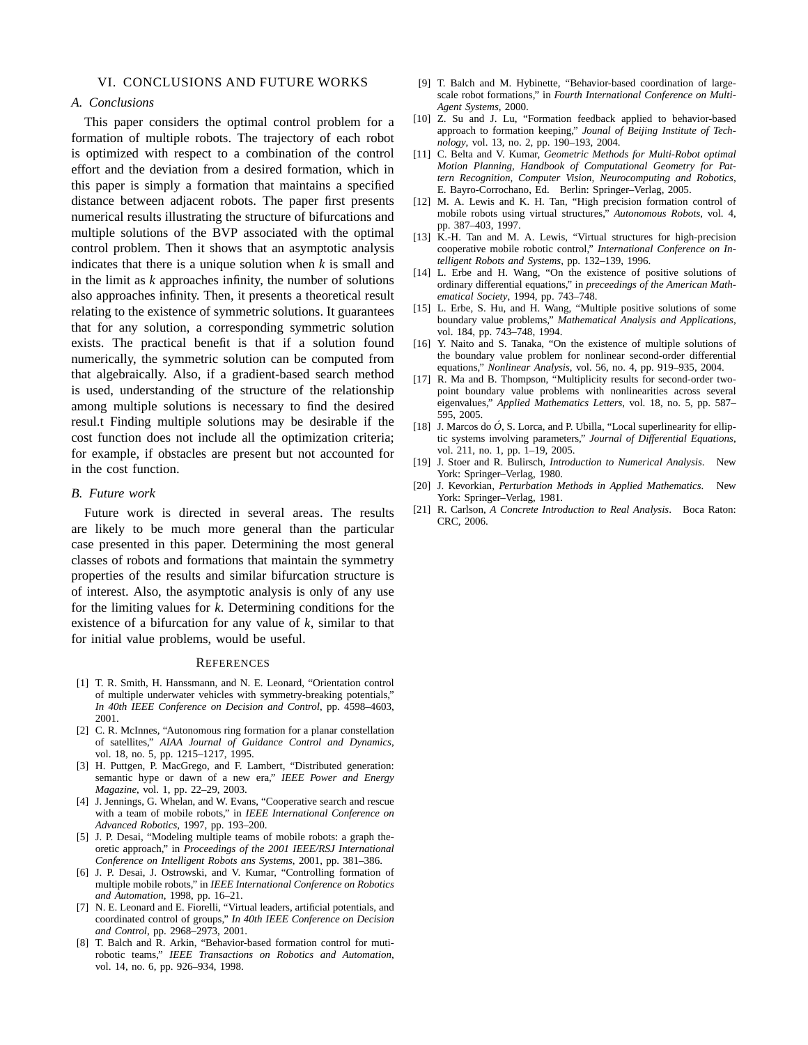## VI. Conclusions and Future Works

### A. Conclusions

This paper considers the optimal control problem for a formation of multiple robots. The trajectory of each robot is optimized with respect to a combination of the control effort and the deviation from a desired formation, which in this paper is simply a formation that maintains a specified distance between adjacent robots. The paper first presents numerical results illustrating the structure of bifurcations and multiple solutions of the BVP associated with the optimal control problem. Then it shows that an asymptotic analysis indicates that there is a unique solution when $k$ is small and in the limit as $k$ approaches infinity, the number of solutions also approaches infinity. Then, it presents a theoretical result relating to the existence of symmetric solutions. It guarantees that for any solution, a corresponding symmetric solution exists. The practical benefit is that if a solution found numerically, the symmetric solution can be computed from that algebraically. Also, if a gradient-based search method is used, understanding of the structure of the relationship among multiple solutions is necessary to find the desired resul.t Finding multiple solutions may be desirable if the cost function does not include all the optimization criteria; for example, if obstacles are present but not accounted for in the cost function.

### B. Future work

Future work is directed in several areas. The results are likely to be much more general than the particular case presented in this paper. Determining the most general classes of robots and formations that maintain the symmetry properties of the results and similar bifurcation structure is of interest. Also, the asymptotic analysis is only of any use for the limiting values for $k$. Determining conditions for the existence of a bifurcation for any value of $k$, similar to that for initial value problems, would be useful.

## References

[1] T. R. Smith, H. Hanssmann, and N. E. Leonard, "Orientation control of multiple underwater vehicles with symmetry-breaking potentials," *In 40th IEEE Conference on Decision and Control*, pp. 4598–4603, 2001.

[2] C. R. McInnes, "Autonomous ring formation for a planar constellation of satellites," *AIAA Journal of Guidance Control and Dynamics*, vol. 18, no. 5, pp. 1215–1217, 1995.

[3] H. Puttgen, P. MacGrego, and F. Lambert, "Distributed generation: semantic hype or dawn of a new era," *IEEE Power and Energy Magazine*, vol. 1, pp. 22–29, 2003.

[4] J. Jennings, G. Whelan, and W. Evans, "Cooperative search and rescue with a team of mobile robots," in *IEEE International Conference on Advanced Robotics*, 1997, pp. 193–200.

[5] J. P. Desai, "Modeling multiple teams of mobile robots: a graph theoretic approach," in *Proceedings of the 2001 IEEE/RSJ International Conference on Intelligent Robots ans Systems*, 2001, pp. 381–386.

[6] J. P. Desai, J. Ostrowski, and V. Kumar, "Controlling formation of multiple mobile robots," in *IEEE International Conference on Robotics and Automation*, 1998, pp. 16–21.

[7] N. E. Leonard and E. Fiorelli, "Virtual leaders, artificial potentials, and coordinated control of groups," *In 40th IEEE Conference on Decision and Control*, pp. 2968–2973, 2001.

[8] T. Balch and R. Arkin, "Behavior-based formation control for mutirobotic teams," *IEEE Transactions on Robotics and Automation*, vol. 14, no. 6, pp. 926–934, 1998.

[9] T. Balch and M. Hybinette, "Behavior-based coordination of large-scale robot formations," in *Fourth International Conference on Multi-Agent Systems*, 2000.

[10] Z. Su and J. Lu, "Formation feedback applied to behavior-based approach to formation keeping," *Jounal of Beijing Institute of Technology*, vol. 13, no. 2, pp. 190–193, 2004.

[11] C. Belta and V. Kumar, *Geometric Methods for Multi-Robot optimal Motion Planning, Handbook of Computational Geometry for Pattern Recognition, Computer Vision, Neurocomputing and Robotics*, E. Bayro-Corrochano, Ed. Berlin: Springer–Verlag, 2005.

[12] M. A. Lewis and K. H. Tan, "High precision formation control of mobile robots using virtual structures," *Autonomous Robots*, vol. 4, pp. 387–403, 1997.

[13] K.-H. Tan and M. A. Lewis, "Virtual structures for high-precision cooperative mobile robotic control," *International Conference on Intelligent Robots and Systems*, pp. 132–139, 1996.

[14] L. Erbe and H. Wang, "On the existence of positive solutions of ordinary differential equations," in *preceedings of the American Mathematical Society*, 1994, pp. 743–748.

[15] L. Erbe, S. Hu, and H. Wang, "Multiple positive solutions of some boundary value problems," *Mathematical Analysis and Applications*, vol. 184, pp. 743–748, 1994.

[16] Y. Naito and S. Tanaka, "On the existence of multiple solutions of the boundary value problem for nonlinear second-order differential equations," *Nonlinear Analysis*, vol. 56, no. 4, pp. 919–935, 2004.

[17] R. Ma and B. Thompson, "Multiplicity results for second-order two-point boundary value problems with nonlinearities across several eigenvalues," *Applied Mathematics Letters*, vol. 18, no. 5, pp. 587–595, 2005.

[18] J. Marcos do Ó, S. Lorca, and P. Ubilla, "Local superlinearity for elliptic systems involving parameters," *Journal of Differential Equations*, vol. 211, no. 1, pp. 1–19, 2005.

[19] J. Stoer and R. Bulirsch, *Introduction to Numerical Analysis*. New York: Springer–Verlag, 1980.

[20] J. Kevorkian, *Perturbation Methods in Applied Mathematics*. New York: Springer–Verlag, 1981.

[21] R. Carlson, *A Concrete Introduction to Real Analysis*. Boca Raton: CRC, 2006.